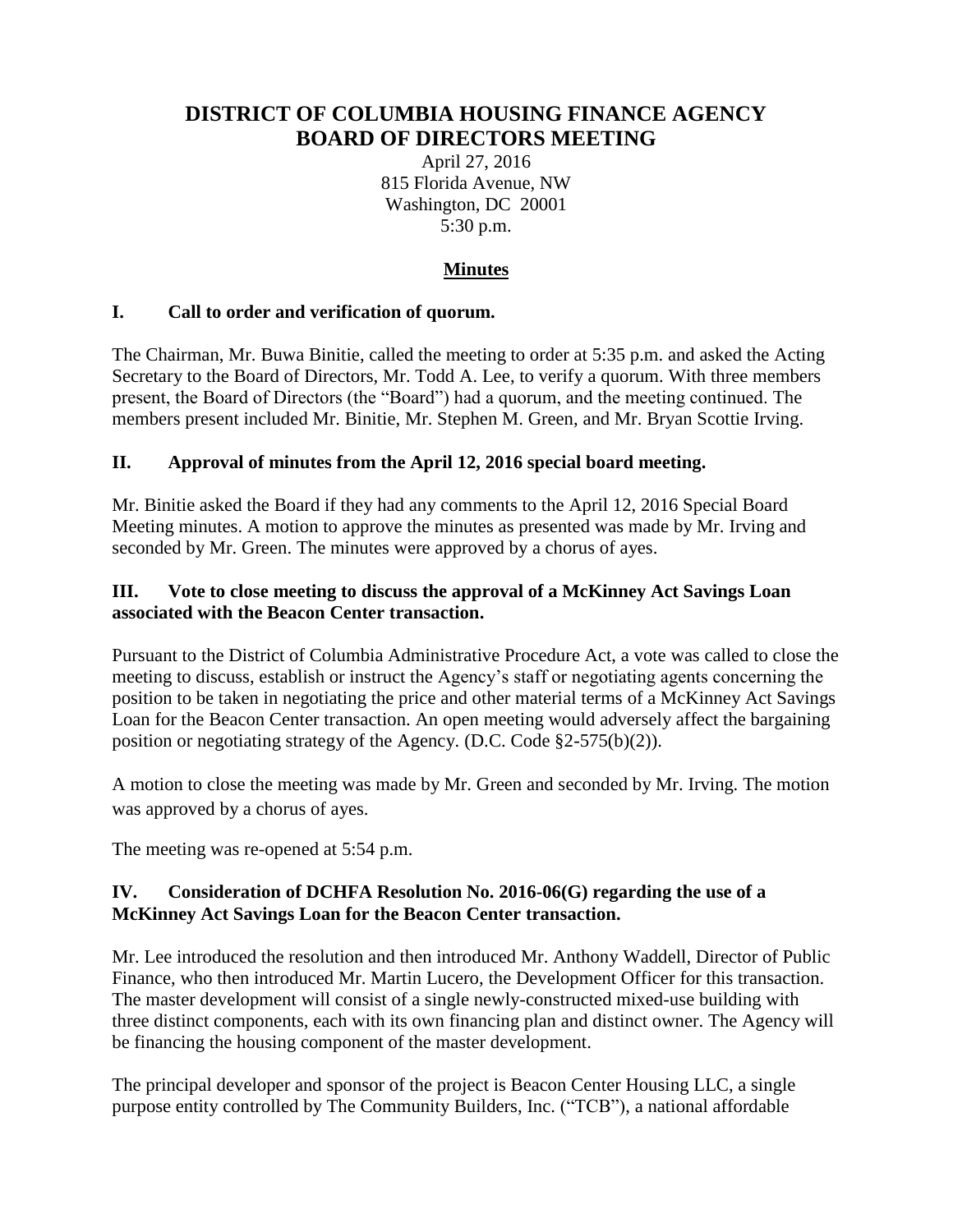# DISTRICT OF COLUMBIA HOUSING FINANCE AGENCY BOARD OF DIRECTORS MEETING

April 27, 2016
815 Florida Avenue, NW
Washington, DC 20001
5:30 p.m.

## Minutes

### I. Call to order and verification of quorum.

The Chairman, Mr. Buwa Binitie, called the meeting to order at 5:35 p.m. and asked the Acting Secretary to the Board of Directors, Mr. Todd A. Lee, to verify a quorum. With three members present, the Board of Directors (the "Board") had a quorum, and the meeting continued. The members present included Mr. Binitie, Mr. Stephen M. Green, and Mr. Bryan Scottie Irving.

### II. Approval of minutes from the April 12, 2016 special board meeting.

Mr. Binitie asked the Board if they had any comments to the April 12, 2016 Special Board Meeting minutes. A motion to approve the minutes as presented was made by Mr. Irving and seconded by Mr. Green. The minutes were approved by a chorus of ayes.

### III. Vote to close meeting to discuss the approval of a McKinney Act Savings Loan associated with the Beacon Center transaction.

Pursuant to the District of Columbia Administrative Procedure Act, a vote was called to close the meeting to discuss, establish or instruct the Agency's staff or negotiating agents concerning the position to be taken in negotiating the price and other material terms of a McKinney Act Savings Loan for the Beacon Center transaction. An open meeting would adversely affect the bargaining position or negotiating strategy of the Agency. (D.C. Code §2-575(b)(2)).

A motion to close the meeting was made by Mr. Green and seconded by Mr. Irving. The motion was approved by a chorus of ayes.

The meeting was re-opened at 5:54 p.m.

### IV. Consideration of DCHFA Resolution No. 2016-06(G) regarding the use of a McKinney Act Savings Loan for the Beacon Center transaction.

Mr. Lee introduced the resolution and then introduced Mr. Anthony Waddell, Director of Public Finance, who then introduced Mr. Martin Lucero, the Development Officer for this transaction. The master development will consist of a single newly-constructed mixed-use building with three distinct components, each with its own financing plan and distinct owner. The Agency will be financing the housing component of the master development.

The principal developer and sponsor of the project is Beacon Center Housing LLC, a single purpose entity controlled by The Community Builders, Inc. ("TCB"), a national affordable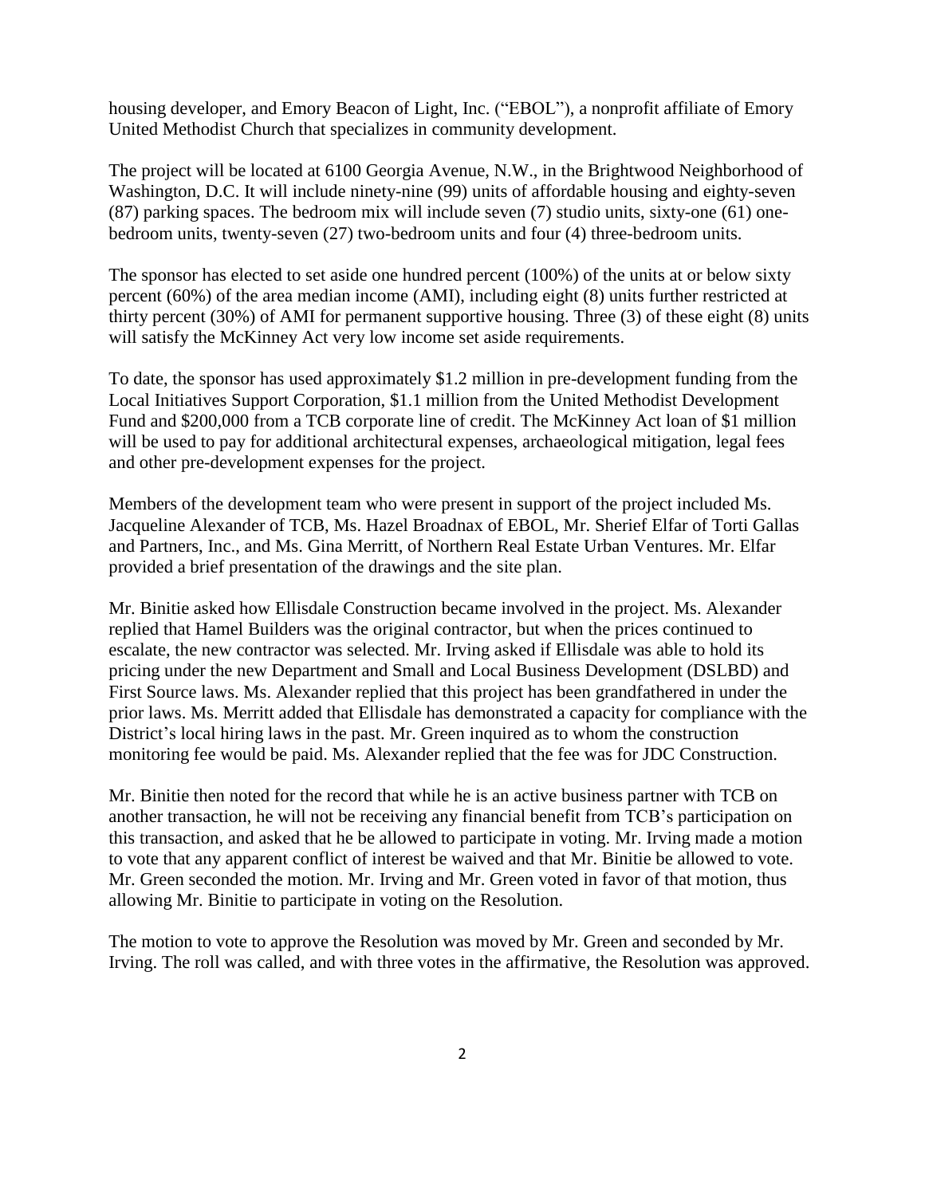housing developer, and Emory Beacon of Light, Inc. ("EBOL"), a nonprofit affiliate of Emory United Methodist Church that specializes in community development.

The project will be located at 6100 Georgia Avenue, N.W., in the Brightwood Neighborhood of Washington, D.C. It will include ninety-nine (99) units of affordable housing and eighty-seven (87) parking spaces. The bedroom mix will include seven (7) studio units, sixty-one (61) one-bedroom units, twenty-seven (27) two-bedroom units and four (4) three-bedroom units.

The sponsor has elected to set aside one hundred percent (100%) of the units at or below sixty percent (60%) of the area median income (AMI), including eight (8) units further restricted at thirty percent (30%) of AMI for permanent supportive housing. Three (3) of these eight (8) units will satisfy the McKinney Act very low income set aside requirements.

To date, the sponsor has used approximately $1.2 million in pre-development funding from the Local Initiatives Support Corporation, $1.1 million from the United Methodist Development Fund and $200,000 from a TCB corporate line of credit. The McKinney Act loan of $1 million will be used to pay for additional architectural expenses, archaeological mitigation, legal fees and other pre-development expenses for the project.

Members of the development team who were present in support of the project included Ms. Jacqueline Alexander of TCB, Ms. Hazel Broadnax of EBOL, Mr. Sherief Elfar of Torti Gallas and Partners, Inc., and Ms. Gina Merritt, of Northern Real Estate Urban Ventures. Mr. Elfar provided a brief presentation of the drawings and the site plan.

Mr. Binitie asked how Ellisdale Construction became involved in the project. Ms. Alexander replied that Hamel Builders was the original contractor, but when the prices continued to escalate, the new contractor was selected. Mr. Irving asked if Ellisdale was able to hold its pricing under the new Department and Small and Local Business Development (DSLBD) and First Source laws. Ms. Alexander replied that this project has been grandfathered in under the prior laws. Ms. Merritt added that Ellisdale has demonstrated a capacity for compliance with the District's local hiring laws in the past. Mr. Green inquired as to whom the construction monitoring fee would be paid. Ms. Alexander replied that the fee was for JDC Construction.

Mr. Binitie then noted for the record that while he is an active business partner with TCB on another transaction, he will not be receiving any financial benefit from TCB's participation on this transaction, and asked that he be allowed to participate in voting. Mr. Irving made a motion to vote that any apparent conflict of interest be waived and that Mr. Binitie be allowed to vote. Mr. Green seconded the motion. Mr. Irving and Mr. Green voted in favor of that motion, thus allowing Mr. Binitie to participate in voting on the Resolution.

The motion to vote to approve the Resolution was moved by Mr. Green and seconded by Mr. Irving. The roll was called, and with three votes in the affirmative, the Resolution was approved.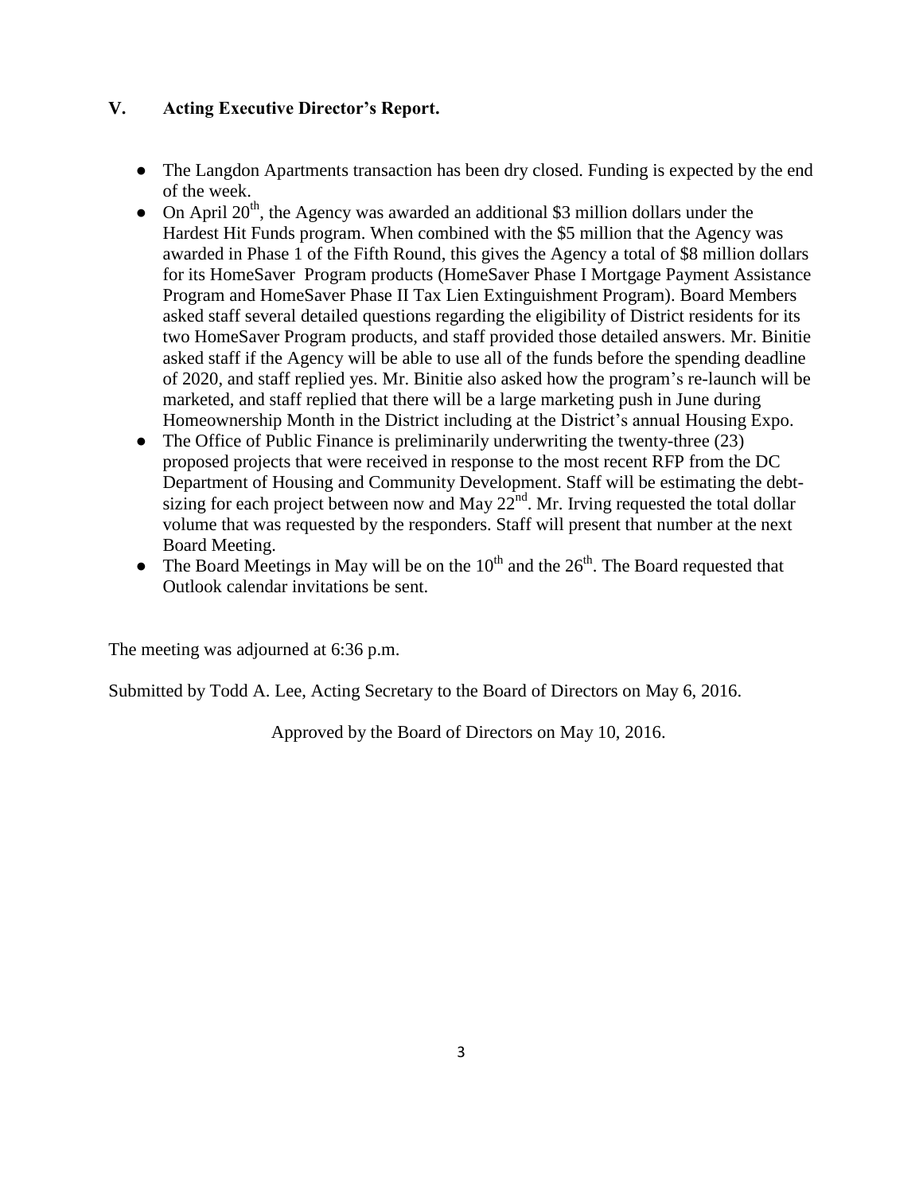## V. Acting Executive Director's Report.

- The Langdon Apartments transaction has been dry closed. Funding is expected by the end of the week.
- On April 20th, the Agency was awarded an additional $3 million dollars under the Hardest Hit Funds program. When combined with the $5 million that the Agency was awarded in Phase 1 of the Fifth Round, this gives the Agency a total of $8 million dollars for its HomeSaver Program products (HomeSaver Phase I Mortgage Payment Assistance Program and HomeSaver Phase II Tax Lien Extinguishment Program). Board Members asked staff several detailed questions regarding the eligibility of District residents for its two HomeSaver Program products, and staff provided those detailed answers. Mr. Binitie asked staff if the Agency will be able to use all of the funds before the spending deadline of 2020, and staff replied yes. Mr. Binitie also asked how the program's re-launch will be marketed, and staff replied that there will be a large marketing push in June during Homeownership Month in the District including at the District's annual Housing Expo.
- The Office of Public Finance is preliminarily underwriting the twenty-three (23) proposed projects that were received in response to the most recent RFP from the DC Department of Housing and Community Development. Staff will be estimating the debt-sizing for each project between now and May 22nd. Mr. Irving requested the total dollar volume that was requested by the responders. Staff will present that number at the next Board Meeting.
- The Board Meetings in May will be on the 10th and the 26th. The Board requested that Outlook calendar invitations be sent.

The meeting was adjourned at 6:36 p.m.

Submitted by Todd A. Lee, Acting Secretary to the Board of Directors on May 6, 2016.

Approved by the Board of Directors on May 10, 2016.